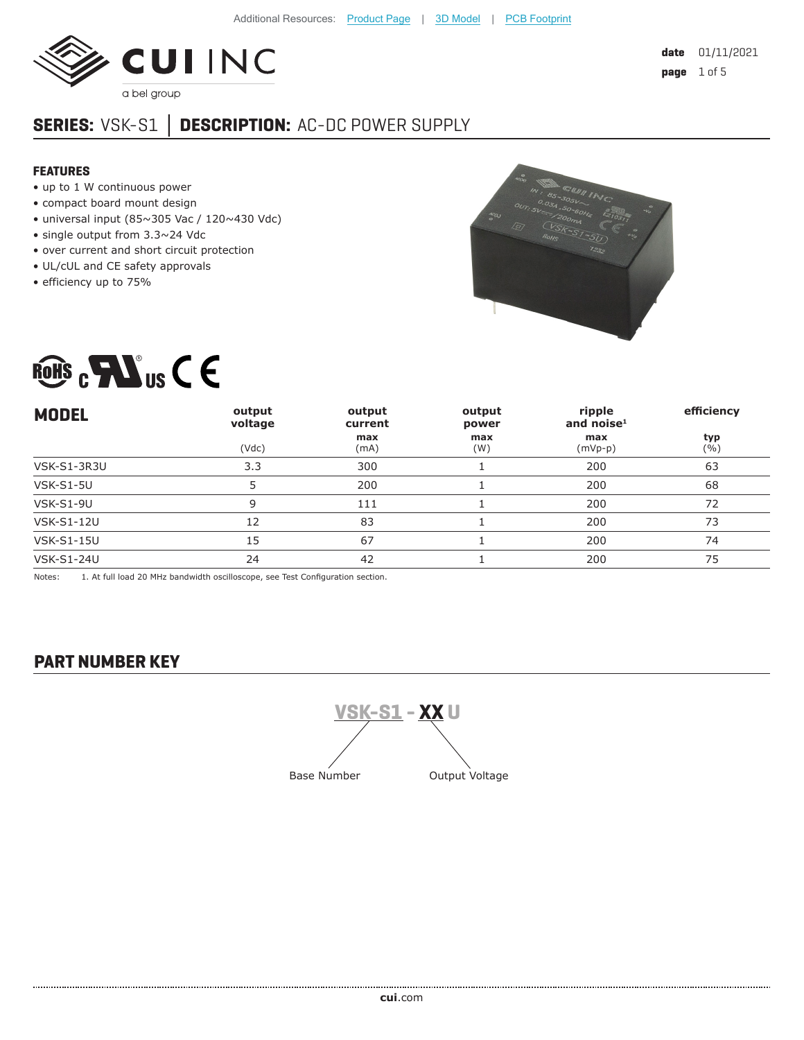Additional Resources: Product Page | 3D Model | PCB Footprint

date 01/11/2021

## SERIES: VSK-S1 │ DESCRIPTION: AC-DC POWER SUPPLY

### FEATURES

- up to 1 W continuous power
- compact board mount design
- universal input (85~305 Vac / 120~430 Vdc)
- single output from 3.3~24 Vdc
- over current and short circuit protection
- UL/cUL and CE safety approvals
- efficiency up to 75%

| MODEL | output voltage (Vdc) | output current max (mA) | output power max (W) | ripple and noise[1] max (mVp-p) | efficiency typ (%) |
|---|---|---|---|---|---|
| VSK-S1-3R3U | 3.3 | 300 | 1 | 200 | 63 |
| VSK-S1-5U | 5 | 200 | 1 | 200 | 68 |
| VSK-S1-9U | 9 | 111 | 1 | 200 | 72 |
| VSK-S1-12U | 12 | 83 | 1 | 200 | 73 |
| VSK-S1-15U | 15 | 67 | 1 | 200 | 74 |
| VSK-S1-24U | 24 | 42 | 1 | 200 | 75 |

Notes: 1. At full load 20 MHz bandwidth oscilloscope, see Test Configuration section.

## PART NUMBER KEY

VSK-S1 - XX U

Base Number: VSK-S1

Output Voltage: XX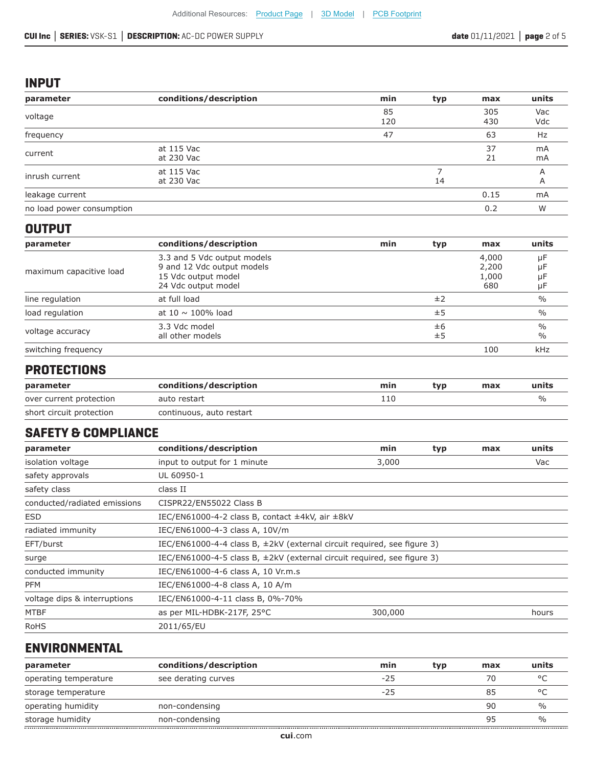## INPUT

| parameter | conditions/description | min | typ | max | units |
|---|---|---|---|---|---|
| voltage | | 85<br>120 | | 305<br>430 | Vac<br>Vdc |
| frequency | | 47 | | 63 | Hz |
| current | at 115 Vac<br>at 230 Vac | | | 37<br>21 | mA<br>mA |
| inrush current | at 115 Vac<br>at 230 Vac | | 7<br>14 | | A<br>A |
| leakage current | | | | 0.15 | mA |
| no load power consumption | | | | 0.2 | W |

## OUTPUT

| parameter | conditions/description | min | typ | max | units |
|---|---|---|---|---|---|
| maximum capacitive load | 3.3 and 5 Vdc output models<br>9 and 12 Vdc output models<br>15 Vdc output model<br>24 Vdc output model | | | 4,000<br>2,200<br>1,000<br>680 | μF<br>μF<br>μF<br>μF |
| line regulation | at full load | | ±2 | | % |
| load regulation | at 10 ~ 100% load | | ±5 | | % |
| voltage accuracy | 3.3 Vdc model<br>all other models | | ±6<br>±5 | | %<br>% |
| switching frequency | | | | 100 | kHz |

## PROTECTIONS

| parameter | conditions/description | min | typ | max | units |
|---|---|---|---|---|---|
| over current protection | auto restart | 110 | | | % |
| short circuit protection | continuous, auto restart | | | | |

## SAFETY & COMPLIANCE

| parameter | conditions/description | min | typ | max | units |
|---|---|---|---|---|---|
| isolation voltage | input to output for 1 minute | 3,000 | | | Vac |
| safety approvals | UL 60950-1 | | | | |
| safety class | class II | | | | |
| conducted/radiated emissions | CISPR22/EN55022 Class B | | | | |
| ESD | IEC/EN61000-4-2 class B, contact ±4kV, air ±8kV | | | | |
| radiated immunity | IEC/EN61000-4-3 class A, 10V/m | | | | |
| EFT/burst | IEC/EN61000-4-4 class B, ±2kV (external circuit required, see figure 3) | | | | |
| surge | IEC/EN61000-4-5 class B, ±2kV (external circuit required, see figure 3) | | | | |
| conducted immunity | IEC/EN61000-4-6 class A, 10 Vr.m.s | | | | |
| PFM | IEC/EN61000-4-8 class A, 10 A/m | | | | |
| voltage dips & interruptions | IEC/EN61000-4-11 class B, 0%-70% | | | | |
| MTBF | as per MIL-HDBK-217F, 25°C | 300,000 | | | hours |
| RoHS | 2011/65/EU | | | | |

## ENVIRONMENTAL

| parameter | conditions/description | min | typ | max | units |
|---|---|---|---|---|---|
| operating temperature | see derating curves | -25 | | 70 | °C |
| storage temperature | | -25 | | 85 | °C |
| operating humidity | non-condensing | | | 90 | % |
| storage humidity | non-condensing | | | 95 | % |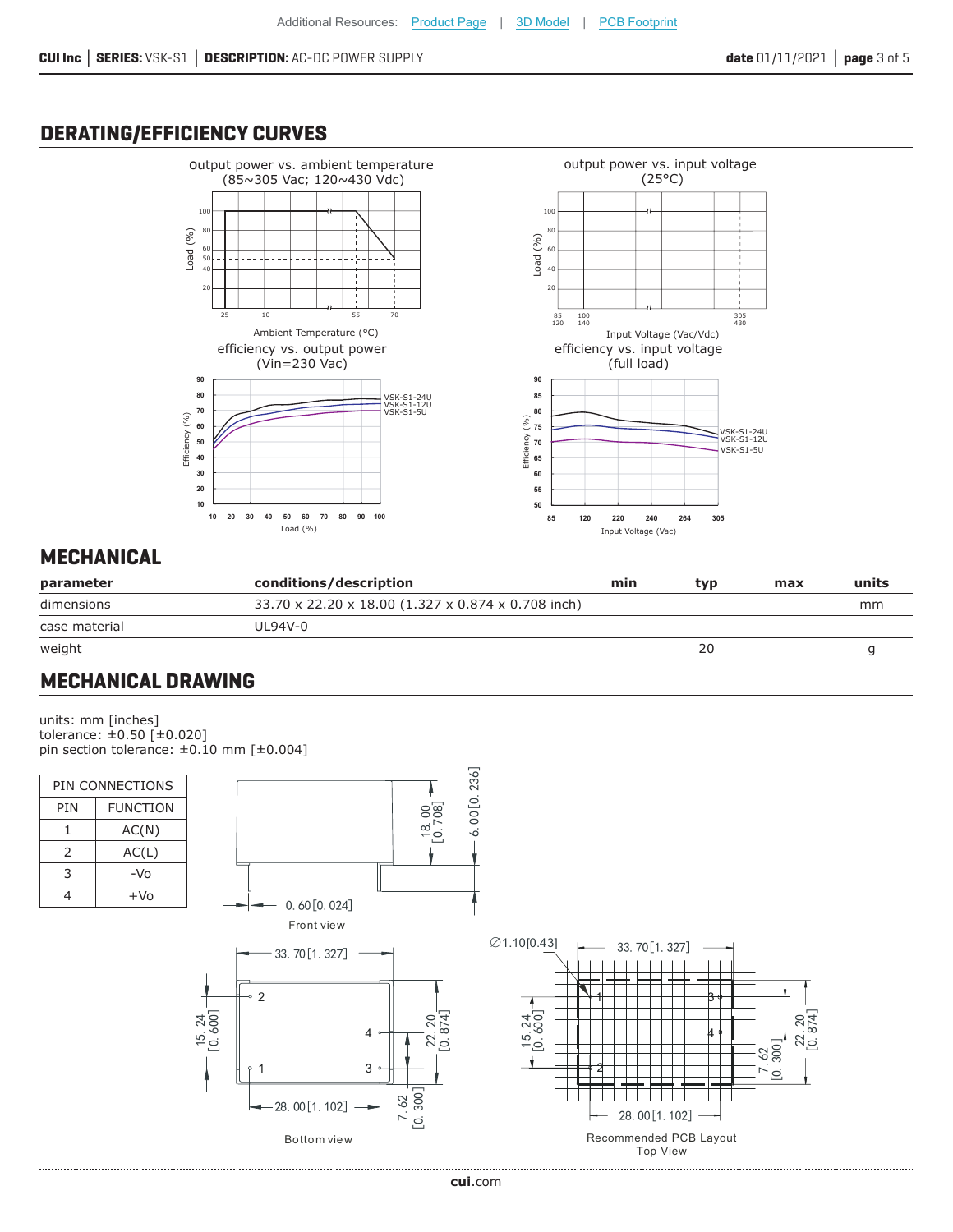Additional Resources: Product Page | 3D Model | PCB Footprint

## DERATING/EFFICIENCY CURVES

output power vs. ambient temperature
(85~305 Vac; 120~430 Vdc)

output power vs. input voltage
(25°C)

efficiency vs. output power
(Vin=230 Vac)

efficiency vs. input voltage
(full load)

## MECHANICAL

| parameter | conditions/description | min | typ | max | units |
|---|---|---|---|---|---|
| dimensions | 33.70 x 22.20 x 18.00 (1.327 x 0.874 x 0.708 inch) | | | | mm |
| case material | UL94V-0 | | | | |
| weight | | | 20 | | g |

## MECHANICAL DRAWING

units: mm [inches]
tolerance: ±0.50 [±0.020]
pin section tolerance: ±0.10 mm [±0.004]

| PIN CONNECTIONS | |
|---|---|
| PIN | FUNCTION |
| 1 | AC(N) |
| 2 | AC(L) |
| 3 | -Vo |
| 4 | +Vo |

Front view

Bottom view

Recommended PCB Layout
Top View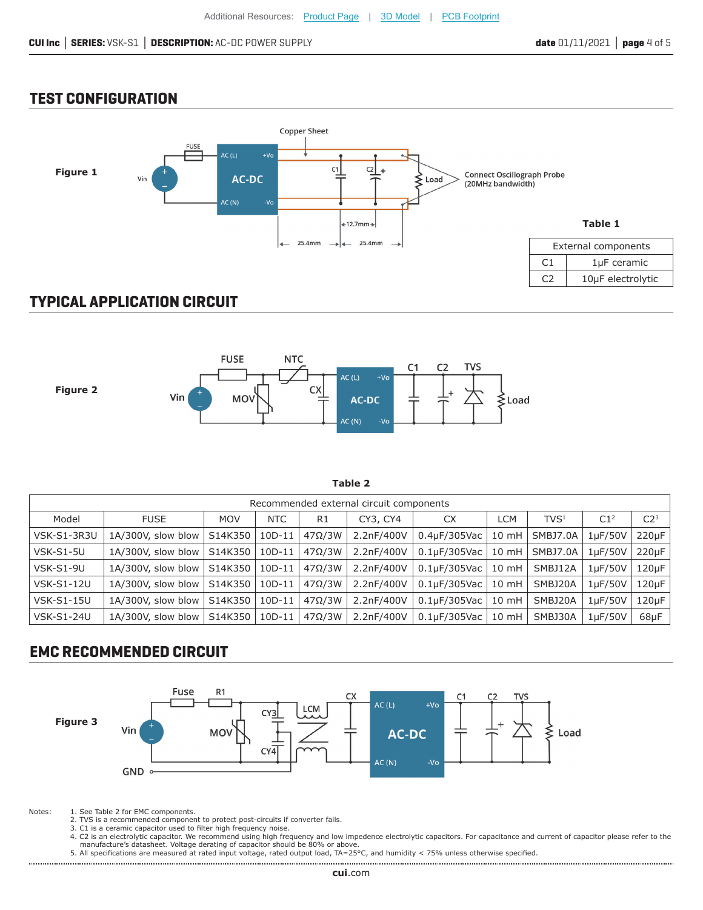## TEST CONFIGURATION

Figure 1

Table 1

| External components | |
|---|---|
| C1 | 1μF ceramic |
| C2 | 10μF electrolytic |

## TYPICAL APPLICATION CIRCUIT

Figure 2

Table 2

| Recommended external circuit components | | | | | | | | | | |
|---|---|---|---|---|---|---|---|---|---|---|
| Model | FUSE | MOV | NTC | R1 | CY3, CY4 | CX | LCM | TVS[1] | C1[2] | C2[3] |
| VSK-S1-3R3U | 1A/300V, slow blow | S14K350 | 10D-11 | 47Ω/3W | 2.2nF/400V | 0.4μF/305Vac | 10 mH | SMBJ7.0A | 1μF/50V | 220μF |
| VSK-S1-5U | 1A/300V, slow blow | S14K350 | 10D-11 | 47Ω/3W | 2.2nF/400V | 0.1μF/305Vac | 10 mH | SMBJ7.0A | 1μF/50V | 220μF |
| VSK-S1-9U | 1A/300V, slow blow | S14K350 | 10D-11 | 47Ω/3W | 2.2nF/400V | 0.1μF/305Vac | 10 mH | SMBJ12A | 1μF/50V | 120μF |
| VSK-S1-12U | 1A/300V, slow blow | S14K350 | 10D-11 | 47Ω/3W | 2.2nF/400V | 0.1μF/305Vac | 10 mH | SMBJ20A | 1μF/50V | 120μF |
| VSK-S1-15U | 1A/300V, slow blow | S14K350 | 10D-11 | 47Ω/3W | 2.2nF/400V | 0.1μF/305Vac | 10 mH | SMBJ20A | 1μF/50V | 120μF |
| VSK-S1-24U | 1A/300V, slow blow | S14K350 | 10D-11 | 47Ω/3W | 2.2nF/400V | 0.1μF/305Vac | 10 mH | SMBJ30A | 1μF/50V | 68μF |

## EMC RECOMMENDED CIRCUIT

Figure 3

Notes:
1. See Table 2 for EMC components.
2. TVS is a recommended component to protect post-circuits if converter fails.
3. C1 is a ceramic capacitor used to filter high frequency noise.
4. C2 is an electrolytic capacitor. We recommend using high frequency and low impedence electrolytic capacitors. For capacitance and current of capacitor please refer to the manufacture's datasheet. Voltage derating of capacitor should be 80% or above.
5. All specifications are measured at rated input voltage, rated output load, TA=25°C, and humidity < 75% unless otherwise specified.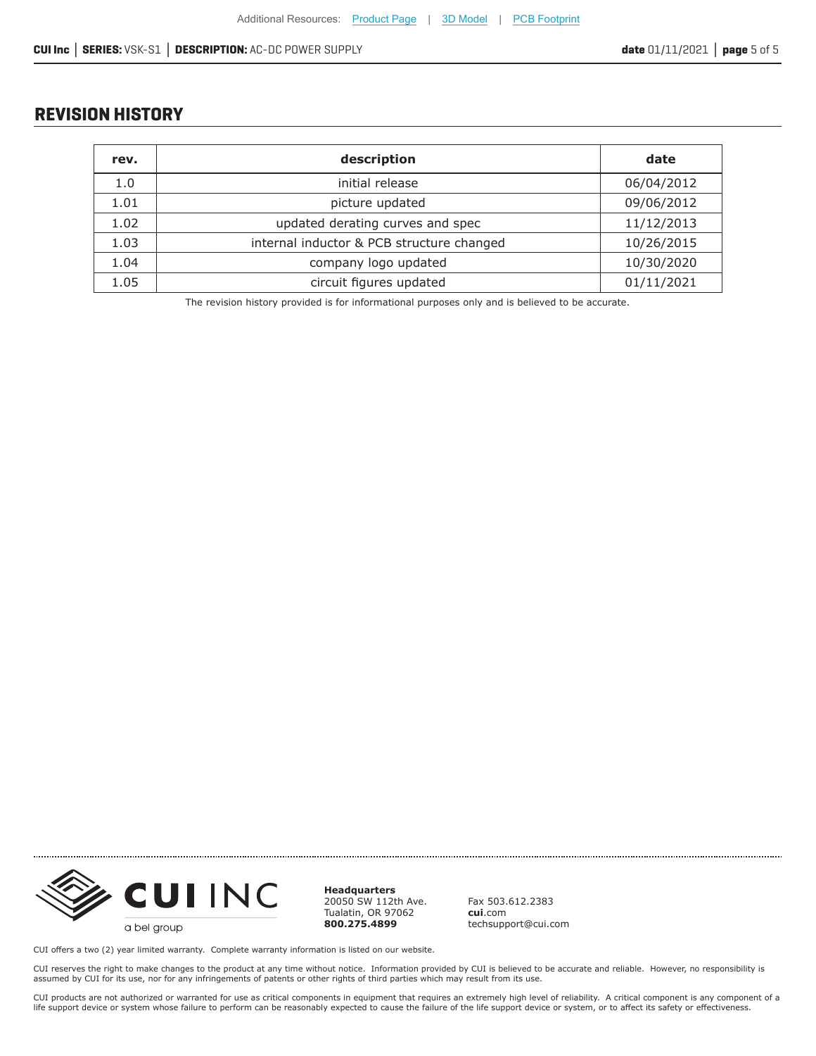## REVISION HISTORY

| rev. | description | date |
| --- | --- | --- |
| 1.0 | initial release | 06/04/2012 |
| 1.01 | picture updated | 09/06/2012 |
| 1.02 | updated derating curves and spec | 11/12/2013 |
| 1.03 | internal inductor & PCB structure changed | 10/26/2015 |
| 1.04 | company logo updated | 10/30/2020 |
| 1.05 | circuit figures updated | 01/11/2021 |

The revision history provided is for informational purposes only and is believed to be accurate.

**Headquarters**
20050 SW 112th Ave.
Tualatin, OR 97062
**800.275.4899**

Fax 503.612.2383
**cui**.com
techsupport@cui.com

CUI offers a two (2) year limited warranty. Complete warranty information is listed on our website.

CUI reserves the right to make changes to the product at any time without notice. Information provided by CUI is believed to be accurate and reliable. However, no responsibility is assumed by CUI for its use, nor for any infringements of patents or other rights of third parties which may result from its use.

CUI products are not authorized or warranted for use as critical components in equipment that requires an extremely high level of reliability. A critical component is any component of a life support device or system whose failure to perform can be reasonably expected to cause the failure of the life support device or system, or to affect its safety or effectiveness.